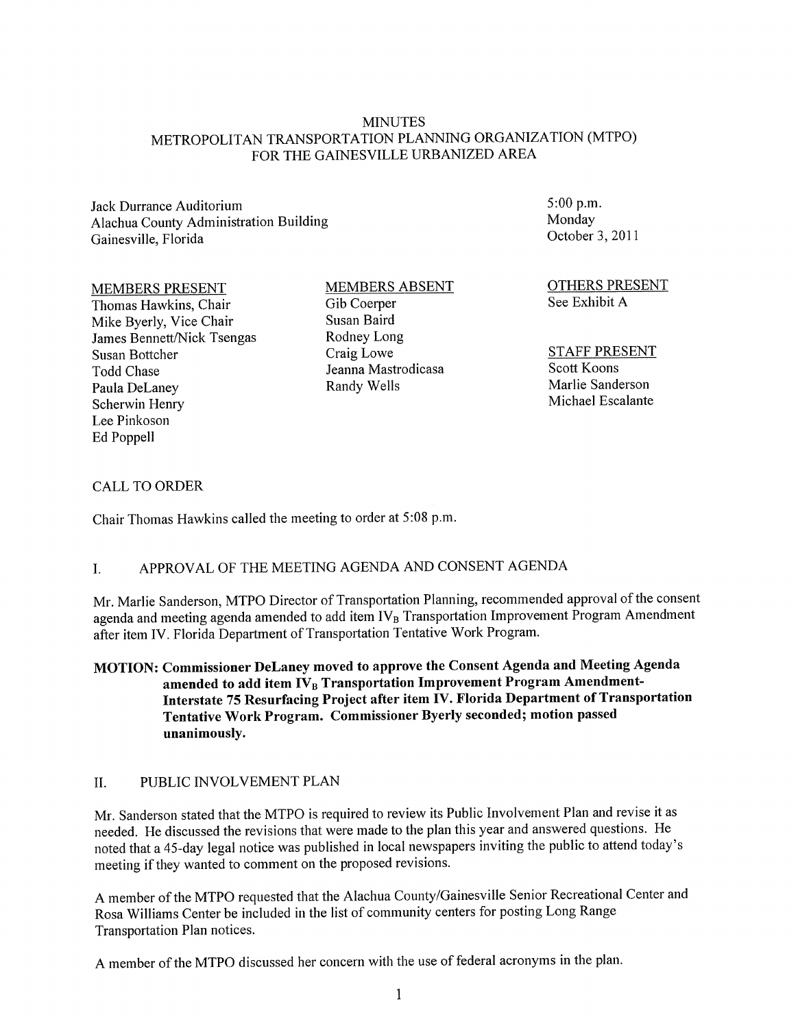# MINUTES
## METROPOLITAN TRANSPORTATION PLANNING ORGANIZATION (MTPO) FOR THE GAINESVILLE URBANIZED AREA

Jack Durrance Auditorium
Alachua County Administration Building
Gainesville, Florida

5:00 p.m.
Monday
October 3, 2011

MEMBERS PRESENT
Thomas Hawkins, Chair
Mike Byerly, Vice Chair
James Bennett/Nick Tsengas
Susan Bottcher
Todd Chase
Paula DeLaney
Scherwin Henry
Lee Pinkoson
Ed Poppell

MEMBERS ABSENT
Gib Coerper
Susan Baird
Rodney Long
Craig Lowe
Jeanna Mastrodicasa
Randy Wells

OTHERS PRESENT
See Exhibit A

STAFF PRESENT
Scott Koons
Marlie Sanderson
Michael Escalante

CALL TO ORDER

Chair Thomas Hawkins called the meeting to order at 5:08 p.m.

## I. APPROVAL OF THE MEETING AGENDA AND CONSENT AGENDA

Mr. Marlie Sanderson, MTPO Director of Transportation Planning, recommended approval of the consent agenda and meeting agenda amended to add item $IV_B$ Transportation Improvement Program Amendment after item IV. Florida Department of Transportation Tentative Work Program.

**MOTION: Commissioner DeLaney moved to approve the Consent Agenda and Meeting Agenda amended to add item $IV_B$ Transportation Improvement Program Amendment-Interstate 75 Resurfacing Project after item IV. Florida Department of Transportation Tentative Work Program. Commissioner Byerly seconded; motion passed unanimously.**

## II. PUBLIC INVOLVEMENT PLAN

Mr. Sanderson stated that the MTPO is required to review its Public Involvement Plan and revise it as needed. He discussed the revisions that were made to the plan this year and answered questions. He noted that a 45-day legal notice was published in local newspapers inviting the public to attend today's meeting if they wanted to comment on the proposed revisions.

A member of the MTPO requested that the Alachua County/Gainesville Senior Recreational Center and Rosa Williams Center be included in the list of community centers for posting Long Range Transportation Plan notices.

A member of the MTPO discussed her concern with the use of federal acronyms in the plan.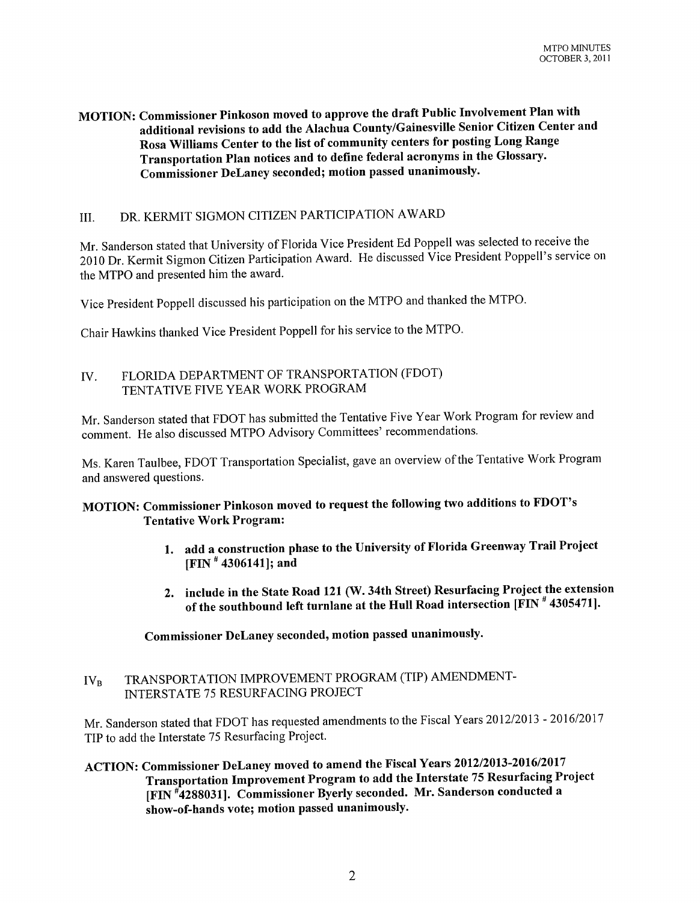**MOTION: Commissioner Pinkoson moved to approve the draft Public Involvement Plan with additional revisions to add the Alachua County/Gainesville Senior Citizen Center and Rosa Williams Center to the list of community centers for posting Long Range Transportation Plan notices and to define federal acronyms in the Glossary. Commissioner DeLaney seconded; motion passed unanimously.**

## III. DR. KERMIT SIGMON CITIZEN PARTICIPATION AWARD

Mr. Sanderson stated that University of Florida Vice President Ed Poppell was selected to receive the 2010 Dr. Kermit Sigmon Citizen Participation Award. He discussed Vice President Poppell's service on the MTPO and presented him the award.

Vice President Poppell discussed his participation on the MTPO and thanked the MTPO.

Chair Hawkins thanked Vice President Poppell for his service to the MTPO.

## IV. FLORIDA DEPARTMENT OF TRANSPORTATION (FDOT) TENTATIVE FIVE YEAR WORK PROGRAM

Mr. Sanderson stated that FDOT has submitted the Tentative Five Year Work Program for review and comment. He also discussed MTPO Advisory Committees' recommendations.

Ms. Karen Taulbee, FDOT Transportation Specialist, gave an overview of the Tentative Work Program and answered questions.

**MOTION: Commissioner Pinkoson moved to request the following two additions to FDOT's Tentative Work Program:**

1. **add a construction phase to the University of Florida Greenway Trail Project [FIN # 4306141]; and**
2. **include in the State Road 121 (W. 34th Street) Resurfacing Project the extension of the southbound left turnlane at the Hull Road intersection [FIN # 4305471].**

**Commissioner DeLaney seconded, motion passed unanimously.**

## IV$_B$ TRANSPORTATION IMPROVEMENT PROGRAM (TIP) AMENDMENT- INTERSTATE 75 RESURFACING PROJECT

Mr. Sanderson stated that FDOT has requested amendments to the Fiscal Years 2012/2013 - 2016/2017 TIP to add the Interstate 75 Resurfacing Project.

**ACTION: Commissioner DeLaney moved to amend the Fiscal Years 2012/2013-2016/2017 Transportation Improvement Program to add the Interstate 75 Resurfacing Project [FIN #4288031]. Commissioner Byerly seconded. Mr. Sanderson conducted a show-of-hands vote; motion passed unanimously.**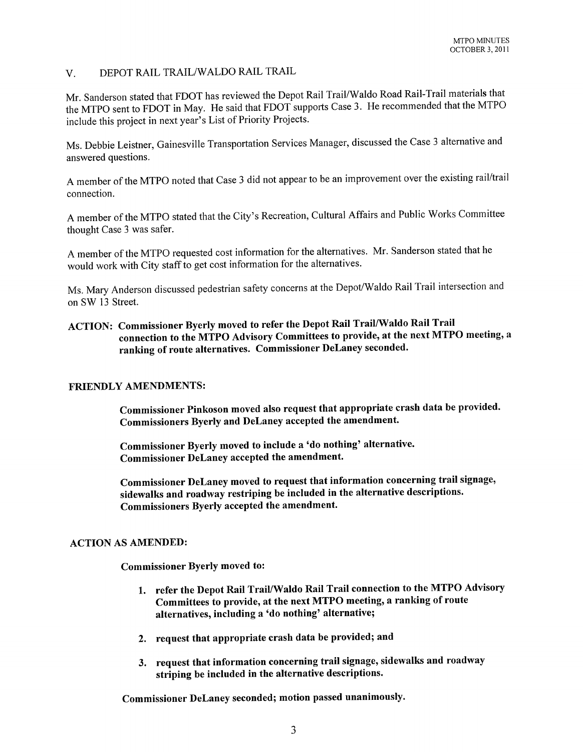## V. DEPOT RAIL TRAIL/WALDO RAIL TRAIL

Mr. Sanderson stated that FDOT has reviewed the Depot Rail Trail/Waldo Road Rail-Trail materials that the MTPO sent to FDOT in May. He said that FDOT supports Case 3. He recommended that the MTPO include this project in next year's List of Priority Projects.

Ms. Debbie Leistner, Gainesville Transportation Services Manager, discussed the Case 3 alternative and answered questions.

A member of the MTPO noted that Case 3 did not appear to be an improvement over the existing rail/trail connection.

A member of the MTPO stated that the City's Recreation, Cultural Affairs and Public Works Committee thought Case 3 was safer.

A member of the MTPO requested cost information for the alternatives. Mr. Sanderson stated that he would work with City staff to get cost information for the alternatives.

Ms. Mary Anderson discussed pedestrian safety concerns at the Depot/Waldo Rail Trail intersection and on SW 13 Street.

**ACTION: Commissioner Byerly moved to refer the Depot Rail Trail/Waldo Rail Trail connection to the MTPO Advisory Committees to provide, at the next MTPO meeting, a ranking of route alternatives. Commissioner DeLaney seconded.**

**FRIENDLY AMENDMENTS:**

**Commissioner Pinkoson moved also request that appropriate crash data be provided. Commissioners Byerly and DeLaney accepted the amendment.**

**Commissioner Byerly moved to include a 'do nothing' alternative. Commissioner DeLaney accepted the amendment.**

**Commissioner DeLaney moved to request that information concerning trail signage, sidewalks and roadway restriping be included in the alternative descriptions. Commissioners Byerly accepted the amendment.**

**ACTION AS AMENDED:**

**Commissioner Byerly moved to:**

1. **refer the Depot Rail Trail/Waldo Rail Trail connection to the MTPO Advisory Committees to provide, at the next MTPO meeting, a ranking of route alternatives, including a 'do nothing' alternative;**

2. **request that appropriate crash data be provided; and**

3. **request that information concerning trail signage, sidewalks and roadway striping be included in the alternative descriptions.**

**Commissioner DeLaney seconded; motion passed unanimously.**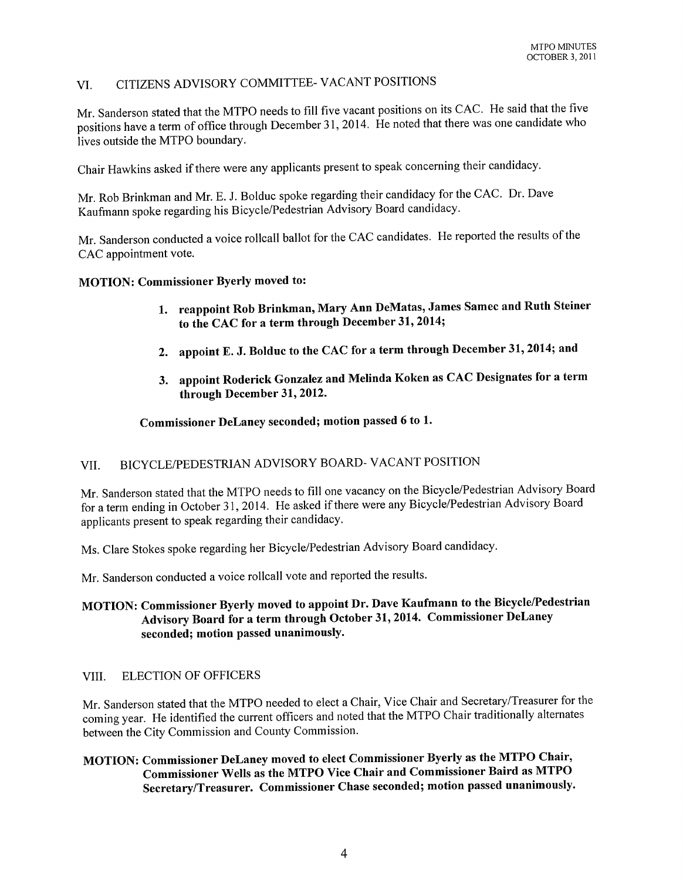## VI. CITIZENS ADVISORY COMMITTEE- VACANT POSITIONS

Mr. Sanderson stated that the MTPO needs to fill five vacant positions on its CAC. He said that the five positions have a term of office through December 31, 2014. He noted that there was one candidate who lives outside the MTPO boundary.

Chair Hawkins asked if there were any applicants present to speak concerning their candidacy.

Mr. Rob Brinkman and Mr. E. J. Bolduc spoke regarding their candidacy for the CAC. Dr. Dave Kaufmann spoke regarding his Bicycle/Pedestrian Advisory Board candidacy.

Mr. Sanderson conducted a voice rollcall ballot for the CAC candidates. He reported the results of the CAC appointment vote.

**MOTION: Commissioner Byerly moved to:**

1. **reappoint Rob Brinkman, Mary Ann DeMatas, James Samec and Ruth Steiner to the CAC for a term through December 31, 2014;**
2. **appoint E. J. Bolduc to the CAC for a term through December 31, 2014; and**
3. **appoint Roderick Gonzalez and Melinda Koken as CAC Designates for a term through December 31, 2012.**

**Commissioner DeLaney seconded; motion passed 6 to 1.**

## VII. BICYCLE/PEDESTRIAN ADVISORY BOARD- VACANT POSITION

Mr. Sanderson stated that the MTPO needs to fill one vacancy on the Bicycle/Pedestrian Advisory Board for a term ending in October 31, 2014. He asked if there were any Bicycle/Pedestrian Advisory Board applicants present to speak regarding their candidacy.

Ms. Clare Stokes spoke regarding her Bicycle/Pedestrian Advisory Board candidacy.

Mr. Sanderson conducted a voice rollcall vote and reported the results.

**MOTION: Commissioner Byerly moved to appoint Dr. Dave Kaufmann to the Bicycle/Pedestrian Advisory Board for a term through October 31, 2014. Commissioner DeLaney seconded; motion passed unanimously.**

## VIII. ELECTION OF OFFICERS

Mr. Sanderson stated that the MTPO needed to elect a Chair, Vice Chair and Secretary/Treasurer for the coming year. He identified the current officers and noted that the MTPO Chair traditionally alternates between the City Commission and County Commission.

**MOTION: Commissioner DeLaney moved to elect Commissioner Byerly as the MTPO Chair, Commissioner Wells as the MTPO Vice Chair and Commissioner Baird as MTPO Secretary/Treasurer. Commissioner Chase seconded; motion passed unanimously.**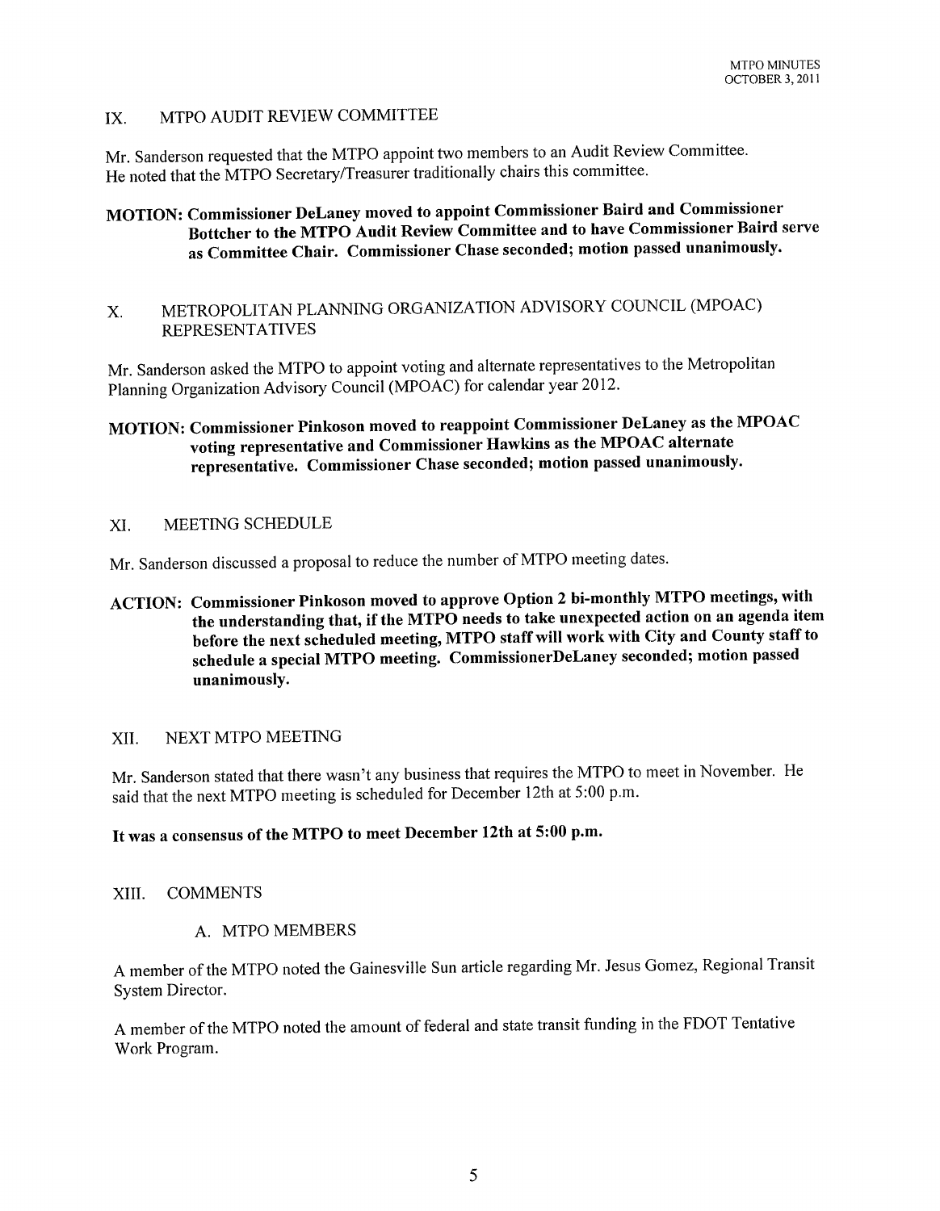## IX. MTPO AUDIT REVIEW COMMITTEE

Mr. Sanderson requested that the MTPO appoint two members to an Audit Review Committee. He noted that the MTPO Secretary/Treasurer traditionally chairs this committee.

**MOTION: Commissioner DeLaney moved to appoint Commissioner Baird and Commissioner Bottcher to the MTPO Audit Review Committee and to have Commissioner Baird serve as Committee Chair. Commissioner Chase seconded; motion passed unanimously.**

## X. METROPOLITAN PLANNING ORGANIZATION ADVISORY COUNCIL (MPOAC) REPRESENTATIVES

Mr. Sanderson asked the MTPO to appoint voting and alternate representatives to the Metropolitan Planning Organization Advisory Council (MPOAC) for calendar year 2012.

**MOTION: Commissioner Pinkoson moved to reappoint Commissioner DeLaney as the MPOAC voting representative and Commissioner Hawkins as the MPOAC alternate representative. Commissioner Chase seconded; motion passed unanimously.**

## XI. MEETING SCHEDULE

Mr. Sanderson discussed a proposal to reduce the number of MTPO meeting dates.

**ACTION: Commissioner Pinkoson moved to approve Option 2 bi-monthly MTPO meetings, with the understanding that, if the MTPO needs to take unexpected action on an agenda item before the next scheduled meeting, MTPO staff will work with City and County staff to schedule a special MTPO meeting. CommissionerDeLaney seconded; motion passed unanimously.**

## XII. NEXT MTPO MEETING

Mr. Sanderson stated that there wasn't any business that requires the MTPO to meet in November. He said that the next MTPO meeting is scheduled for December 12th at 5:00 p.m.

**It was a consensus of the MTPO to meet December 12th at 5:00 p.m.**

## XIII. COMMENTS

### A. MTPO MEMBERS

A member of the MTPO noted the Gainesville Sun article regarding Mr. Jesus Gomez, Regional Transit System Director.

A member of the MTPO noted the amount of federal and state transit funding in the FDOT Tentative Work Program.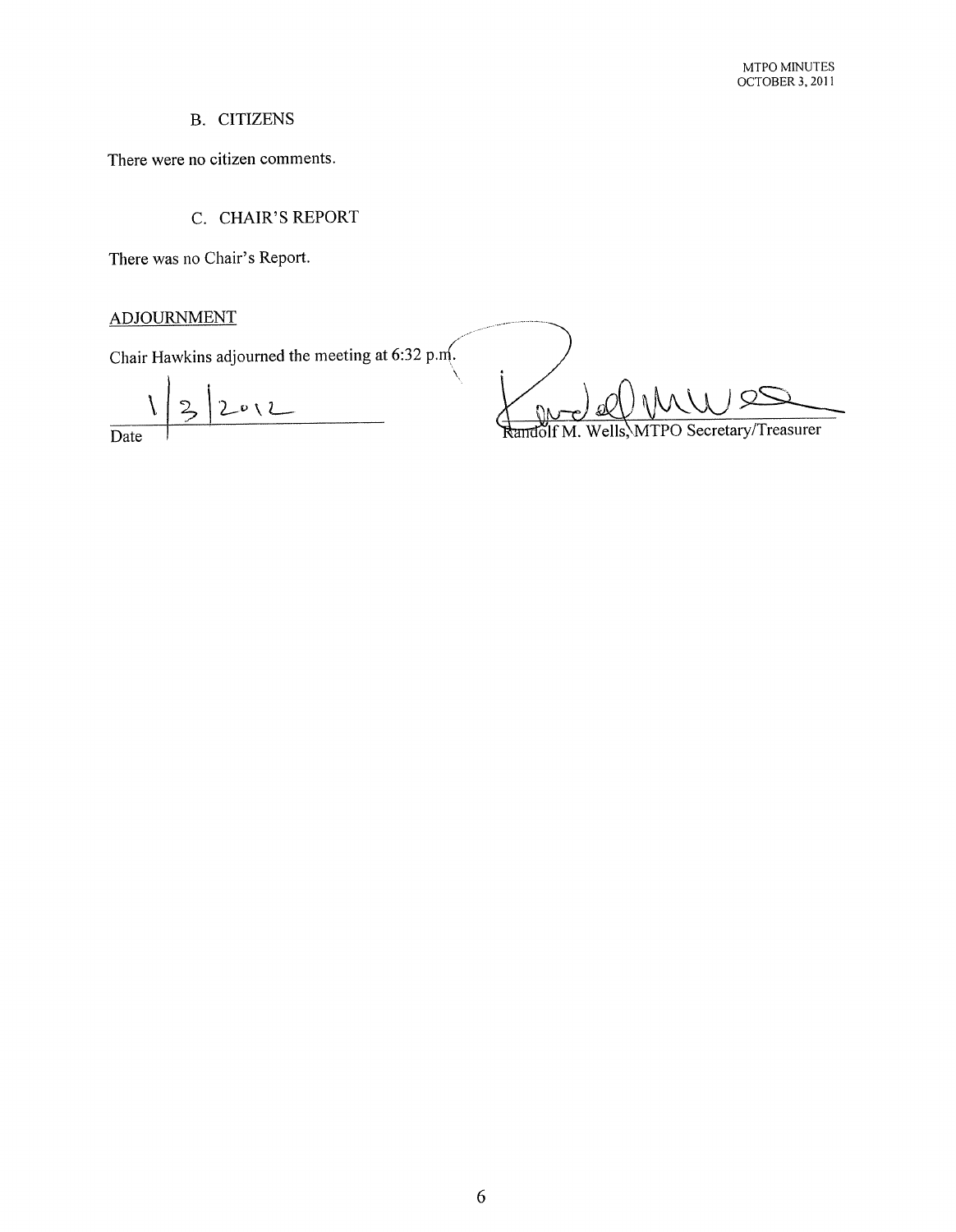### B. CITIZENS

There were no citizen comments.

### C. CHAIR'S REPORT

There was no Chair's Report.

ADJOURNMENT

Chair Hawkins adjourned the meeting at 6:32 p.m.

1/3/2012
Date

Randolf M. Wells, MTPO Secretary/Treasurer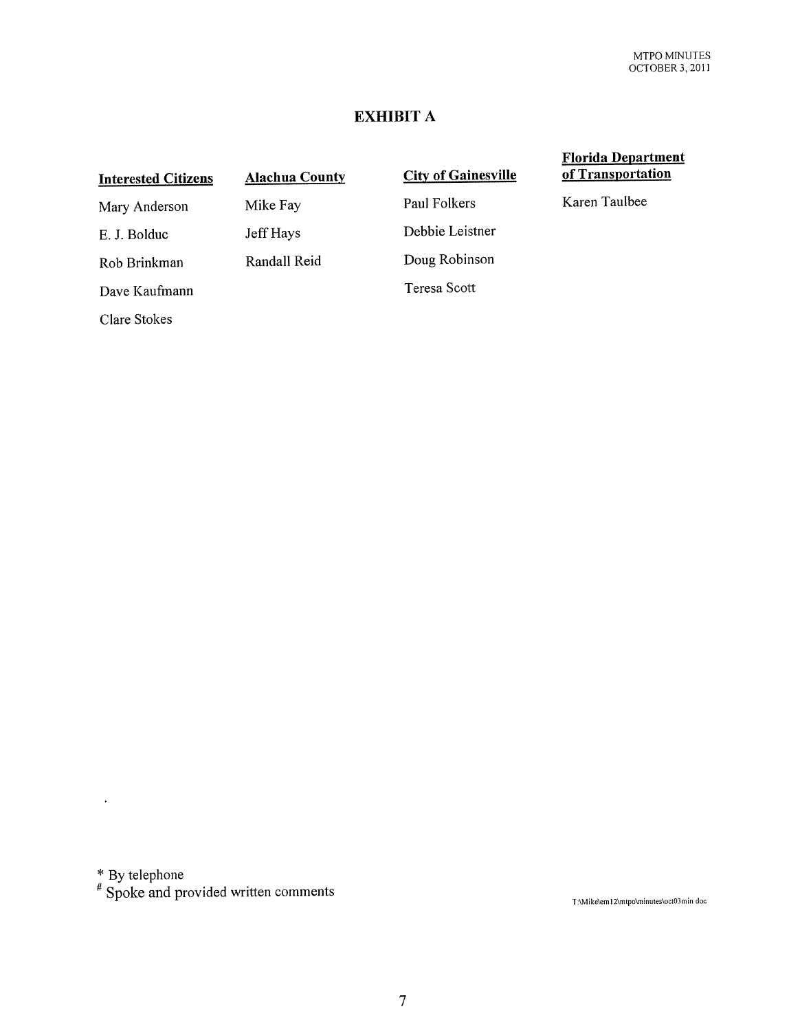## EXHIBIT A

| Interested Citizens | Alachua County | City of Gainesville | Florida Department of Transportation |
|---|---|---|---|
| Mary Anderson | Mike Fay | Paul Folkers | Karen Taulbee |
| E. J. Bolduc | Jeff Hays | Debbie Leistner | |
| Rob Brinkman | Randall Reid | Doug Robinson | |
| Dave Kaufmann | | Teresa Scott | |
| Clare Stokes | | | |

\* By telephone

\# Spoke and provided written comments

T:\Mike\em12\mtpo\minutes\oct03min.doc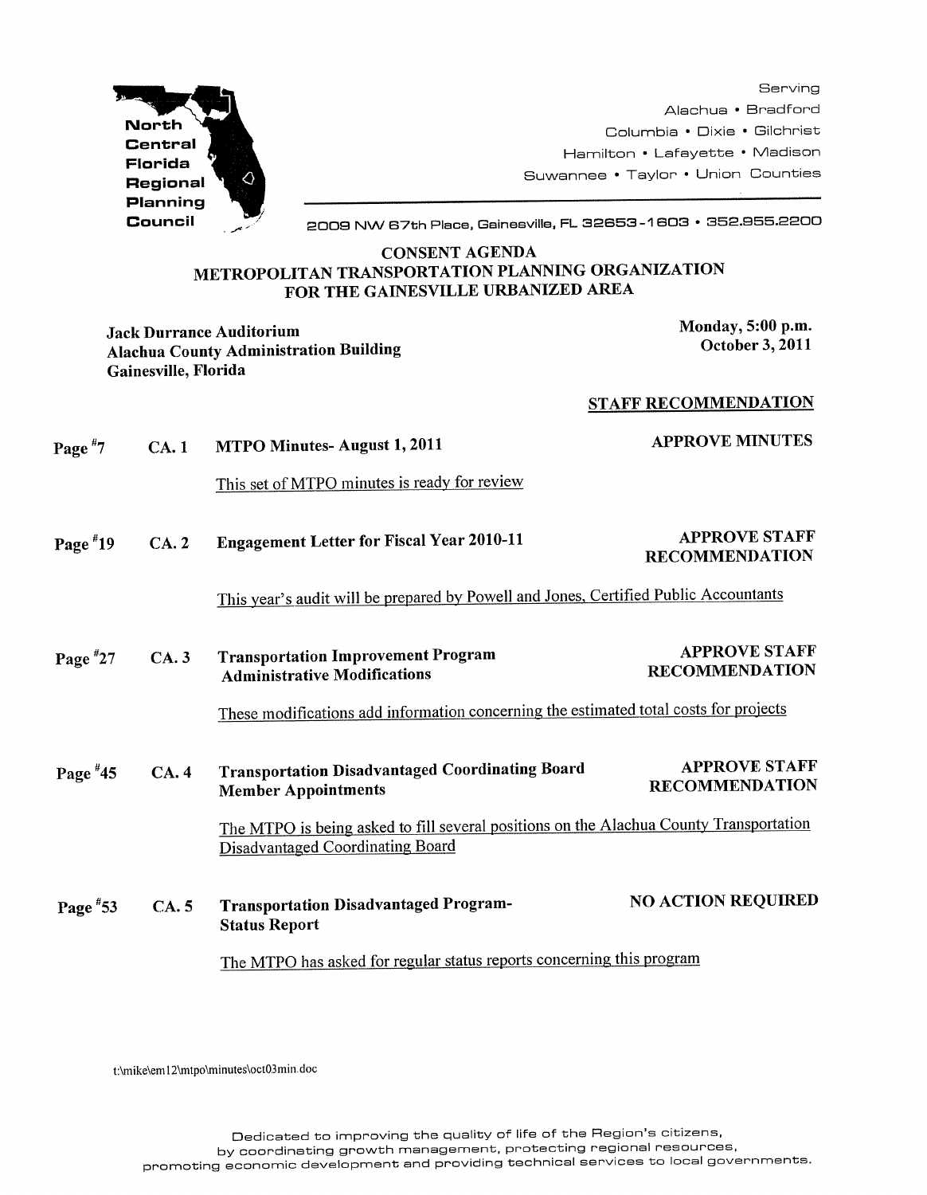**North Central Florida Regional Planning Council**

Serving
Alachua • Bradford
Columbia • Dixie • Gilchrist
Hamilton • Lafayette • Madison
Suwannee • Taylor • Union Counties

2009 NW 67th Place, Gainesville, FL 32653-1603 • 352.955.2200

# CONSENT AGENDA
## METROPOLITAN TRANSPORTATION PLANNING ORGANIZATION FOR THE GAINESVILLE URBANIZED AREA

**Jack Durrance Auditorium**
**Alachua County Administration Building**
**Gainesville, Florida**

**Monday, 5:00 p.m.**
**October 3, 2011**

**STAFF RECOMMENDATION**

**Page #7 CA. 1 MTPO Minutes- August 1, 2011** — **APPROVE MINUTES**

This set of MTPO minutes is ready for review

**Page #19 CA. 2 Engagement Letter for Fiscal Year 2010-11** — **APPROVE STAFF RECOMMENDATION**

This year's audit will be prepared by Powell and Jones, Certified Public Accountants

**Page #27 CA. 3 Transportation Improvement Program Administrative Modifications** — **APPROVE STAFF RECOMMENDATION**

These modifications add information concerning the estimated total costs for projects

**Page #45 CA. 4 Transportation Disadvantaged Coordinating Board Member Appointments** — **APPROVE STAFF RECOMMENDATION**

The MTPO is being asked to fill several positions on the Alachua County Transportation Disadvantaged Coordinating Board

**Page #53 CA. 5 Transportation Disadvantaged Program- Status Report** — **NO ACTION REQUIRED**

The MTPO has asked for regular status reports concerning this program

t:\mike\em12\mtpo\minutes\oct03min.doc

Dedicated to improving the quality of life of the Region's citizens, by coordinating growth management, protecting regional resources, promoting economic development and providing technical services to local governments.